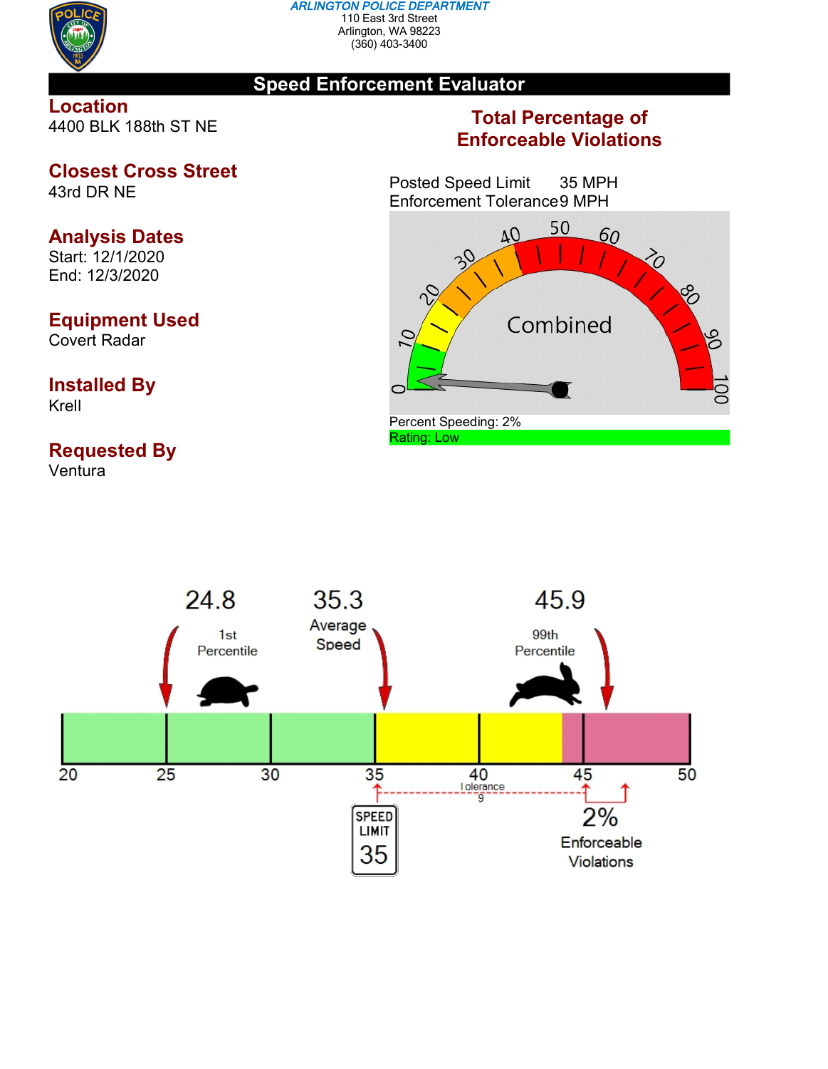**ARLINGTON POLICE DEPARTMENT**
110 East 3rd Street
Arlington, WA 98223
(360) 403-3400

# Speed Enforcement Evaluator

## Location
4400 BLK 188th ST NE

## Closest Cross Street
43rd DR NE

## Analysis Dates
Start: 12/1/2020
End: 12/3/2020

## Equipment Used
Covert Radar

## Installed By
Krell

## Requested By
Ventura

## Total Percentage of Enforceable Violations

Posted Speed Limit 35 MPH
Enforcement Tolerance 9 MPH

Combined

Percent Speeding: 2%
Rating: Low

24.8 1st Percentile

35.3 Average Speed

45.9 99th Percentile

Tolerance 9

SPEED LIMIT 35

2% Enforceable Violations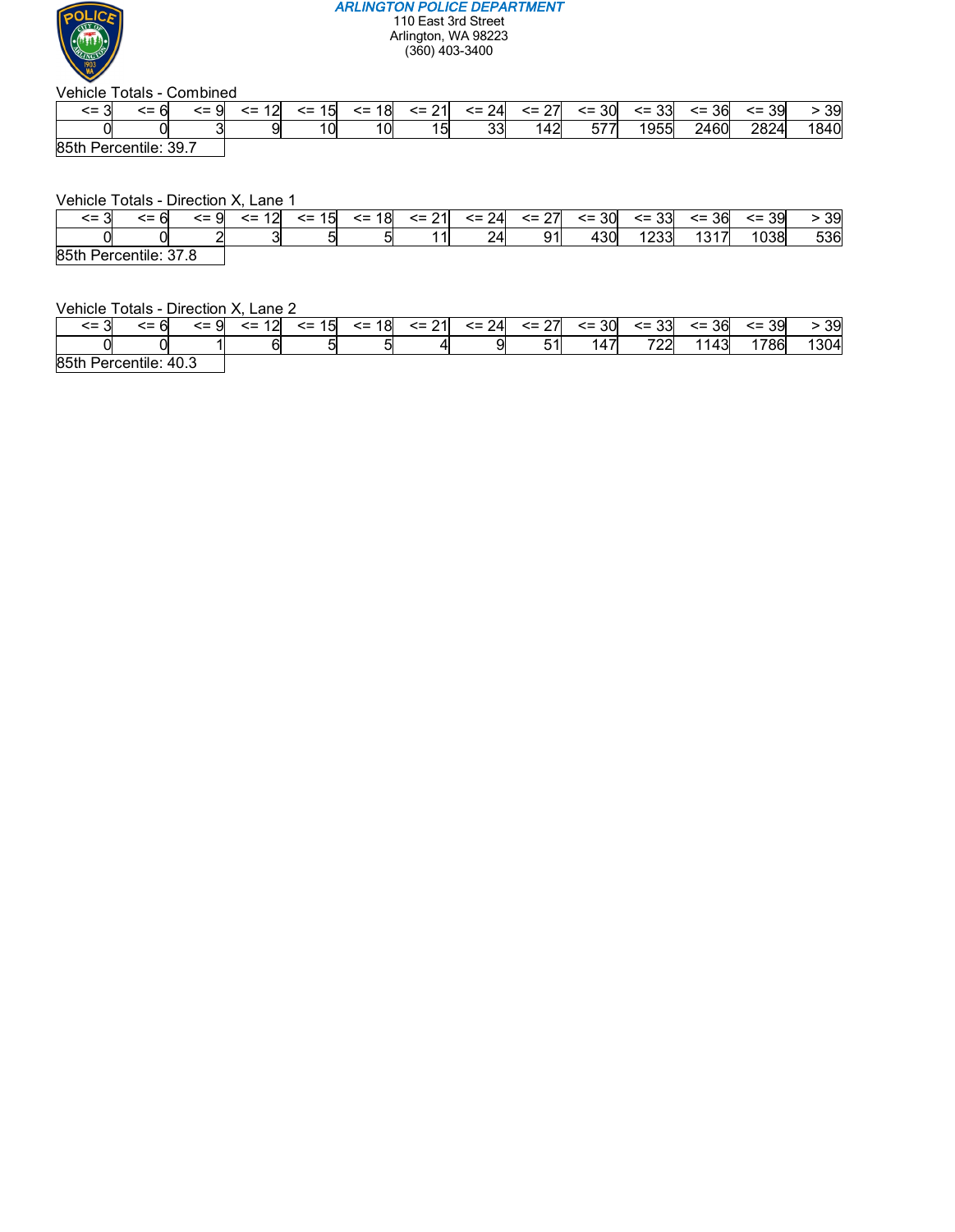**ARLINGTON POLICE DEPARTMENT**
110 East 3rd Street
Arlington, WA 98223
(360) 403-3400

Vehicle Totals - Combined

| <= 3 | <= 6 | <= 9 | <= 12 | <= 15 | <= 18 | <= 21 | <= 24 | <= 27 | <= 30 | <= 33 | <= 36 | <= 39 | > 39 |
|---|---|---|---|---|---|---|---|---|---|---|---|---|---|
| 0 | 0 | 3 | 9 | 10 | 10 | 15 | 33 | 142 | 577 | 1955 | 2460 | 2824 | 1840 |

85th Percentile: 39.7

Vehicle Totals - Direction X, Lane 1

| <= 3 | <= 6 | <= 9 | <= 12 | <= 15 | <= 18 | <= 21 | <= 24 | <= 27 | <= 30 | <= 33 | <= 36 | <= 39 | > 39 |
|---|---|---|---|---|---|---|---|---|---|---|---|---|---|
| 0 | 0 | 2 | 3 | 5 | 5 | 11 | 24 | 91 | 430 | 1233 | 1317 | 1038 | 536 |

85th Percentile: 37.8

Vehicle Totals - Direction X, Lane 2

| <= 3 | <= 6 | <= 9 | <= 12 | <= 15 | <= 18 | <= 21 | <= 24 | <= 27 | <= 30 | <= 33 | <= 36 | <= 39 | > 39 |
|---|---|---|---|---|---|---|---|---|---|---|---|---|---|
| 0 | 0 | 1 | 6 | 5 | 5 | 4 | 9 | 51 | 147 | 722 | 1143 | 1786 | 1304 |

85th Percentile: 40.3